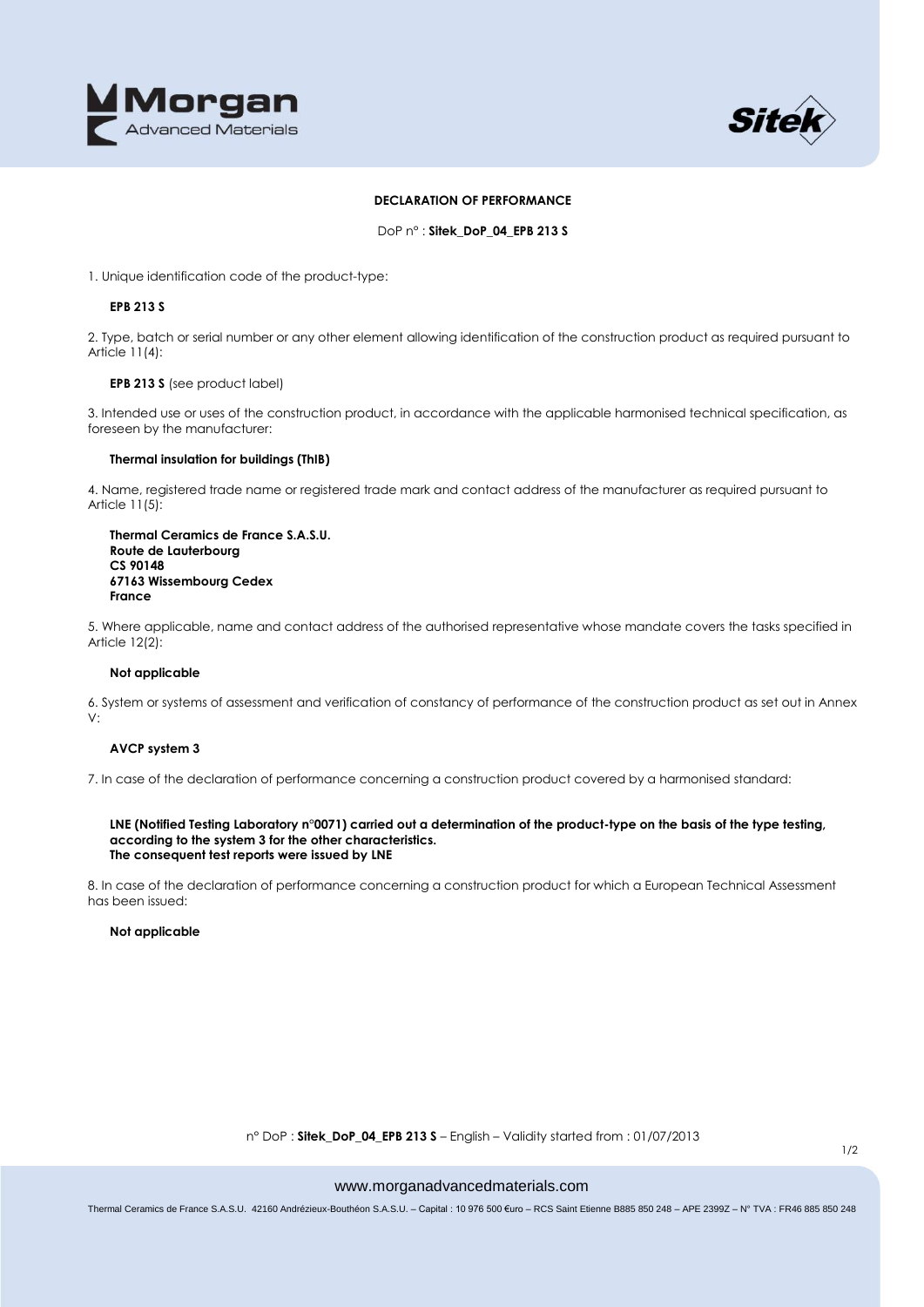# DECLARATION OF PERFORMANCE

DoP n° : **Sitek_DoP_04_EPB 213 S**

1. Unique identification code of the product-type:

   **EPB 213 S**

2. Type, batch or serial number or any other element allowing identification of the construction product as required pursuant to Article 11(4):

   **EPB 213 S** (see product label)

3. Intended use or uses of the construction product, in accordance with the applicable harmonised technical specification, as foreseen by the manufacturer:

   **Thermal insulation for buildings (ThIB)**

4. Name, registered trade name or registered trade mark and contact address of the manufacturer as required pursuant to Article 11(5):

   **Thermal Ceramics de France S.A.S.U.**
   **Route de Lauterbourg**
   **CS 90148**
   **67163 Wissembourg Cedex**
   **France**

5. Where applicable, name and contact address of the authorised representative whose mandate covers the tasks specified in Article 12(2):

   **Not applicable**

6. System or systems of assessment and verification of constancy of performance of the construction product as set out in Annex V:

   **AVCP system 3**

7. In case of the declaration of performance concerning a construction product covered by a harmonised standard:

   **LNE (Notified Testing Laboratory n°0071) carried out a determination of the product-type on the basis of the type testing, according to the system 3 for the other characteristics.**
   **The consequent test reports were issued by LNE**

8. In case of the declaration of performance concerning a construction product for which a European Technical Assessment has been issued:

   **Not applicable**

n° DoP : **Sitek_DoP_04_EPB 213 S** – English – Validity started from : 01/07/2013

www.morganadvancedmaterials.com

Thermal Ceramics de France S.A.S.U. 42160 Andrézieux-Bouthéon S.A.S.U. – Capital : 10 976 500 €uro – RCS Saint Etienne B885 850 248 – APE 2399Z – N° TVA : FR46 885 850 248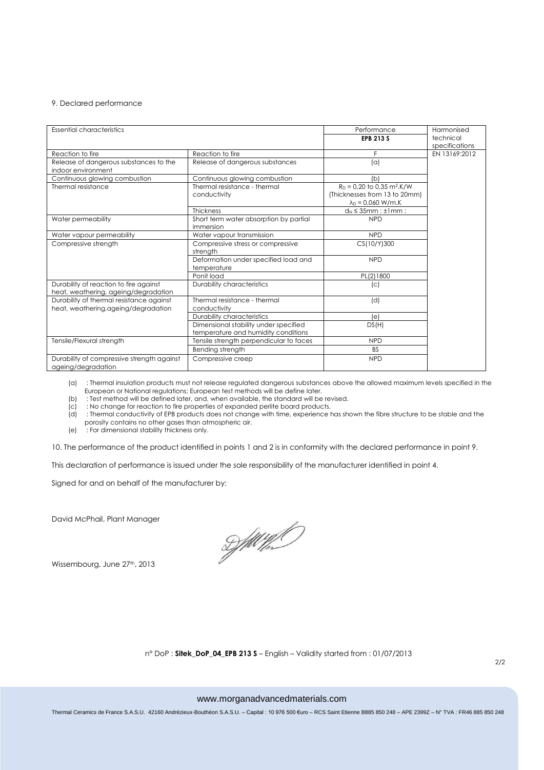9. Declared performance

| Essential characteristics | | Performance<br>**EPB 213 S** | Harmonised technical specifications |
|---|---|---|---|
| Reaction to fire | Reaction to fire | F | EN 13169:2012 |
| Release of dangerous substances to the indoor environment | Release of dangerous substances | (a) | |
| Continuous glowing combustion | Continuous glowing combustion | (b) | |
| Thermal resistance | Thermal resistance - thermal conductivity | $R_D$ = 0,20 to 0,35 $m^2$.K/W (Thicknesses from 13 to 20mm) $\lambda_D$ = 0,060 W/m.K | |
| | Thickness | $d_N \leq$ 35mm : ±1mm ; | |
| Water permeability | Short term water absorption by partial immersion | NPD | |
| Water vapour permeability | Water vapour transmission | NPD | |
| Compressive strength | Compressive stress or compressive strength | CS(10/Y)300 | |
| | Deformation under specified load and temperature | NPD | |
| | Ponit load | PL(2)1800 | |
| Durability of reaction to fire against heat, weathering, ageing/degradation | Durability characteristics | (c) | |
| Durability of thermal resistance against heat, weathering,ageing/degradation | Thermal resistance - thermal conductivity | (d) | |
| | Durability characteristics | (e) | |
| | Dimensional stability under specified temperature and humidity conditions | DS(H) | |
| Tensile/Flexural strength | Tensile strength perpendicular to faces | NPD | |
| | Bending strength | BS | |
| Durability of compressive strength against ageing/degradation | Compressive creep | NPD | |

(a) : Thermal insulation products must not release regulated dangerous substances above the allowed maximum levels specified in the European or National regulations; European test methods will be define later.
(b) : Test method will be defined later, and, when available, the standard will be revised.
(c) : No change for reaction to fire properties of expanded perlite board products.
(d) : Thermal conductivity of EPB products does not change with time, experience has shown the fibre structure to be stable and the porosity contains no other gases than atmospheric air.
(e) : For dimensional stability thickness only.

10. The performance of the product identified in points 1 and 2 is in conformity with the declared performance in point 9.

This declaration of performance is issued under the sole responsibility of the manufacturer identified in point 4.

Signed for and on behalf of the manufacturer by:

David McPhail, Plant Manager

Wissembourg, June 27th, 2013

n° DoP : **Sitek_DoP_04_EPB 213 S** – English – Validity started from : 01/07/2013

www.morganadvancedmaterials.com

Thermal Ceramics de France S.A.S.U. 42160 Andrézieux-Bouthéon S.A.S.U. – Capital : 10 976 500 €uro – RCS Saint Etienne B885 850 248 – APE 2399Z – N° TVA : FR46 885 850 248